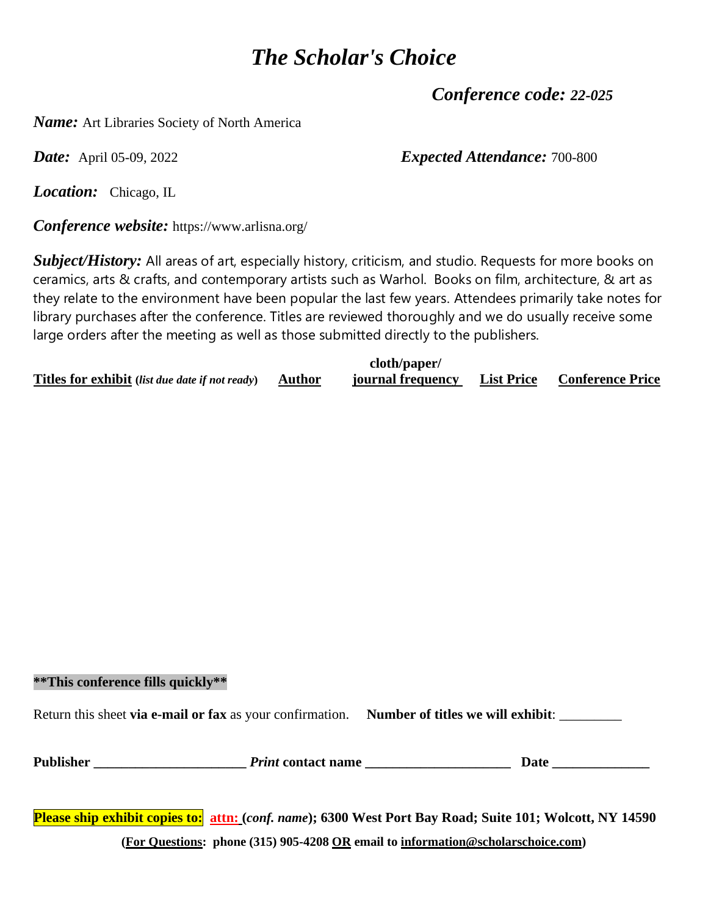# *The Scholar's Choice*

***Conference code: 22-025***

***Name:*** Art Libraries Society of North America

***Date:*** April 05-09, 2022 ***Expected Attendance:*** 700-800

***Location:*** Chicago, IL

***Conference website:*** https://www.arlisna.org/

***Subject/History:*** All areas of art, especially history, criticism, and studio. Requests for more books on ceramics, arts & crafts, and contemporary artists such as Warhol. Books on film, architecture, & art as they relate to the environment have been popular the last few years. Attendees primarily take notes for library purchases after the conference. Titles are reviewed thoroughly and we do usually receive some large orders after the meeting as well as those submitted directly to the publishers.

| **Titles for exhibit** (*list due date if not ready*) | **Author** | **cloth/paper/ journal frequency** | **List Price** | **Conference Price** |
|---|---|---|---|---|
| | | | | |

**\*\*This conference fills quickly\*\***

Return this sheet **via e-mail or fax** as your confirmation. **Number of titles we will exhibit**: _________

**Publisher** ______________________ ***Print* contact name** _____________________ **Date** ______________

**Please ship exhibit copies to:** **attn: (*conf. name*); 6300 West Port Bay Road; Suite 101; Wolcott, NY 14590**

**(For Questions: phone (315) 905-4208 OR email to information@scholarschoice.com)**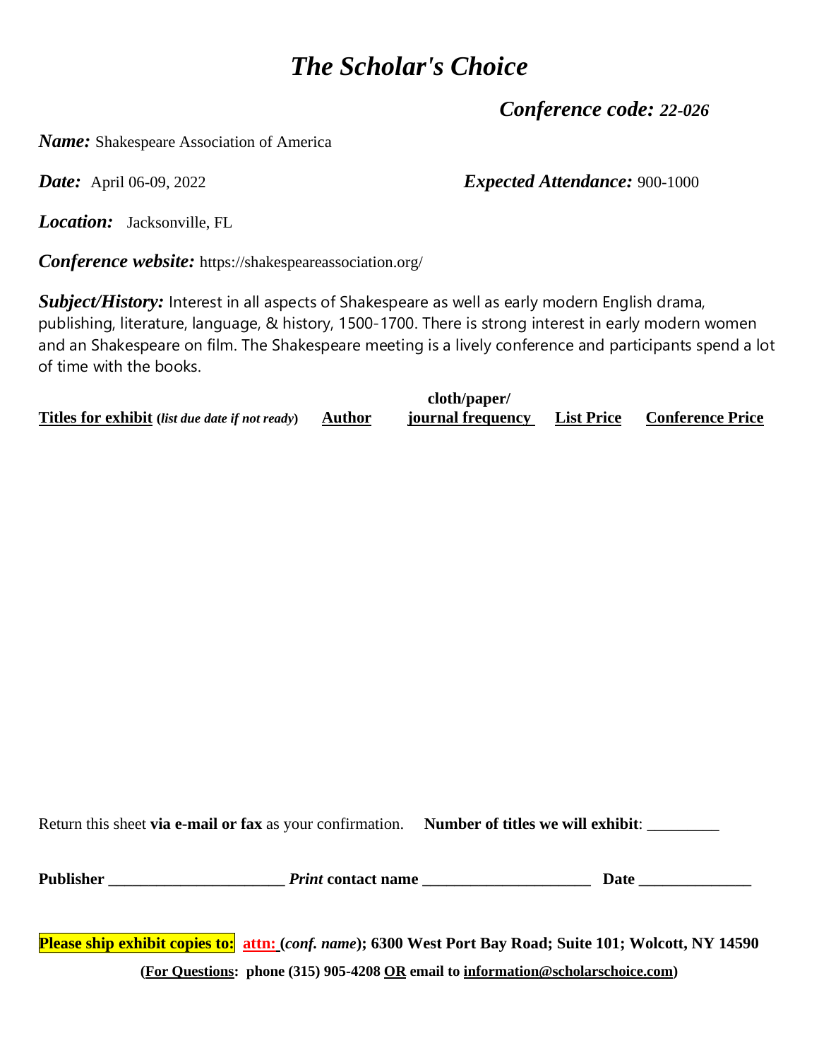# *The Scholar's Choice*

***Conference code:* 22-026**

***Name:*** Shakespeare Association of America

***Date:*** April 06-09, 2022

***Expected Attendance:*** 900-1000

***Location:*** Jacksonville, FL

***Conference website:*** https://shakespeareassociation.org/

***Subject/History:*** Interest in all aspects of Shakespeare as well as early modern English drama, publishing, literature, language, & history, 1500-1700. There is strong interest in early modern women and an Shakespeare on film. The Shakespeare meeting is a lively conference and participants spend a lot of time with the books.

| **Titles for exhibit** (*list due date if not ready*) | **Author** | **cloth/paper/ journal frequency** | **List Price** | **Conference Price** |
|---|---|---|---|---|
| | | | | |

Return this sheet **via e-mail or fax** as your confirmation. **Number of titles we will exhibit**: _________

**Publisher** ______________________ ***Print* contact name** _____________________ **Date** ______________

**Please ship exhibit copies to:** **attn: (*conf. name*); 6300 West Port Bay Road; Suite 101; Wolcott, NY 14590**

**(For Questions: phone (315) 905-4208 OR email to information@scholarschoice.com)**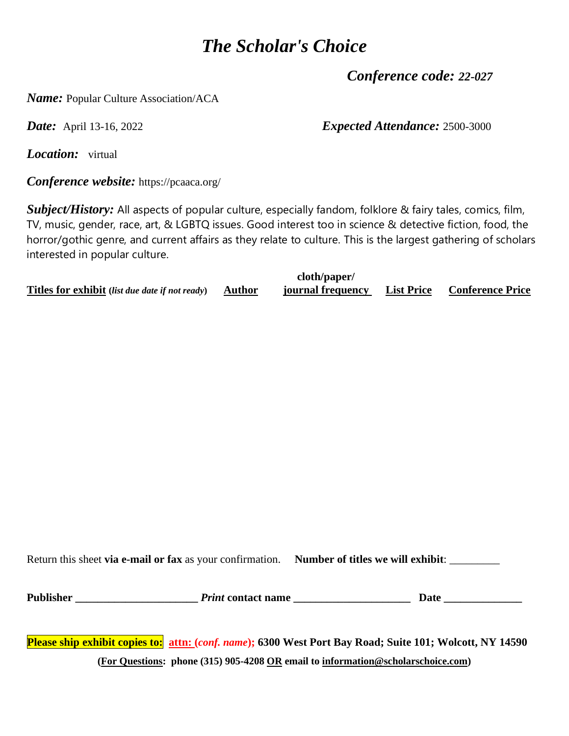# *The Scholar's Choice*

***Conference code:*** ***22-027***

***Name:*** Popular Culture Association/ACA

***Date:*** April 13-16, 2022 ***Expected Attendance:*** 2500-3000

***Location:*** virtual

***Conference website:*** https://pcaaca.org/

***Subject/History:*** All aspects of popular culture, especially fandom, folklore & fairy tales, comics, film, TV, music, gender, race, art, & LGBTQ issues. Good interest too in science & detective fiction, food, the horror/gothic genre, and current affairs as they relate to culture. This is the largest gathering of scholars interested in popular culture.

| **Titles for exhibit** (***list due date if not ready***) | **Author** | **cloth/paper/ journal frequency** | **List Price** | **Conference Price** |
|---|---|---|---|---|

Return this sheet **via e-mail or fax** as your confirmation. **Number of titles we will exhibit**: _________

**Publisher** ______________________ ***Print*** **contact name** _____________________ **Date** ______________

**Please ship exhibit copies to:** **attn: (*conf. name*);** **6300 West Port Bay Road; Suite 101; Wolcott, NY 14590**

**(For Questions: phone (315) 905-4208 OR email to information@scholarschoice.com)**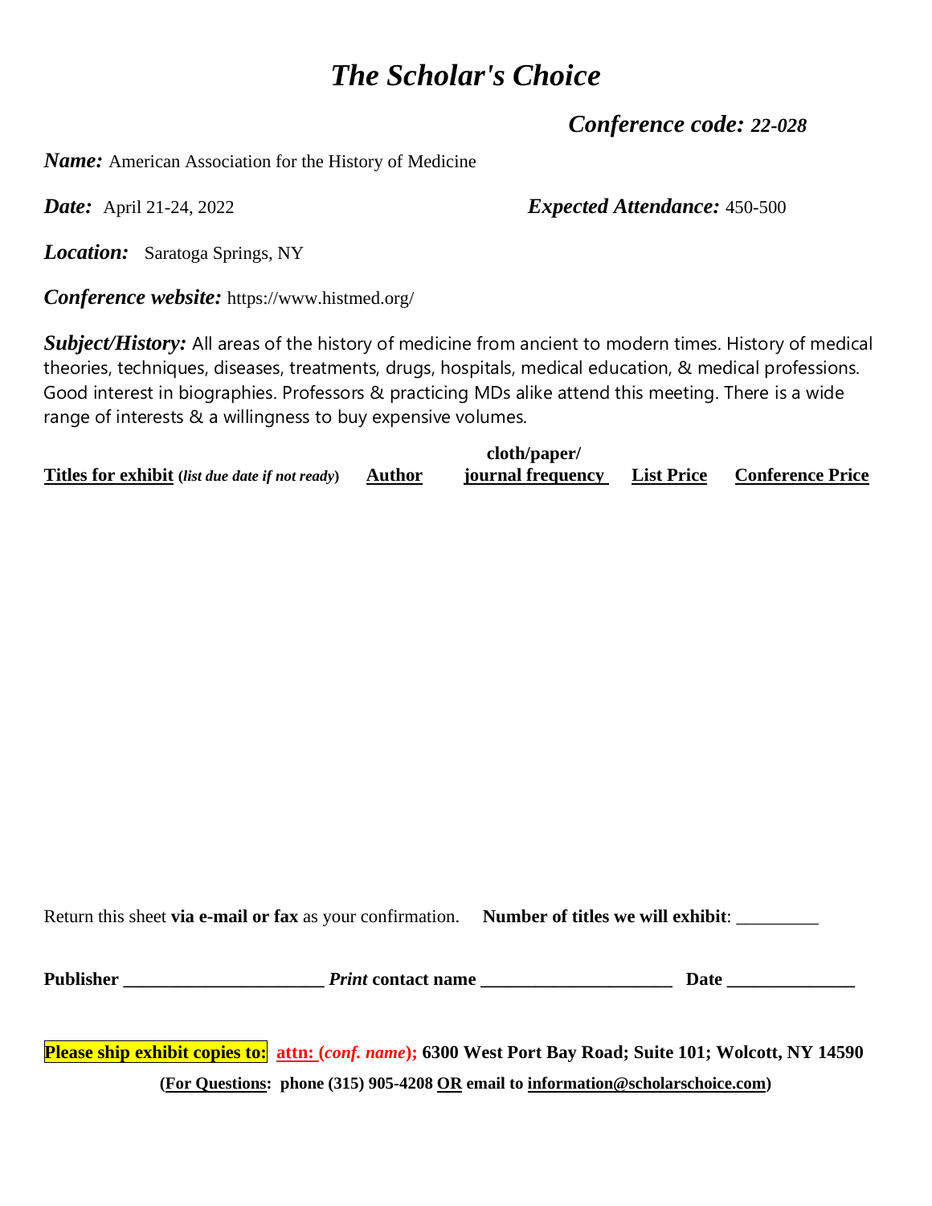# *The Scholar's Choice*

***Conference code: 22-028***

***Name:*** American Association for the History of Medicine

***Date:*** April 21-24, 2022

***Expected Attendance:*** 450-500

***Location:*** Saratoga Springs, NY

***Conference website:*** https://www.histmed.org/

***Subject/History:*** All areas of the history of medicine from ancient to modern times. History of medical theories, techniques, diseases, treatments, drugs, hospitals, medical education, & medical professions. Good interest in biographies. Professors & practicing MDs alike attend this meeting. There is a wide range of interests & a willingness to buy expensive volumes.

| **Titles for exhibit** (*list due date if not ready*) | **Author** | **cloth/paper/ journal frequency** | **List Price** | **Conference Price** |
|---|---|---|---|---|
| | | | | |

Return this sheet **via e-mail or fax** as your confirmation. **Number of titles we will exhibit**: _________

**Publisher** ______________________ ***Print* contact name** _____________________ **Date** ______________

**Please ship exhibit copies to:** **attn: (*conf. name*); 6300 West Port Bay Road; Suite 101; Wolcott, NY 14590**

**(For Questions: phone (315) 905-4208 OR email to information@scholarschoice.com)**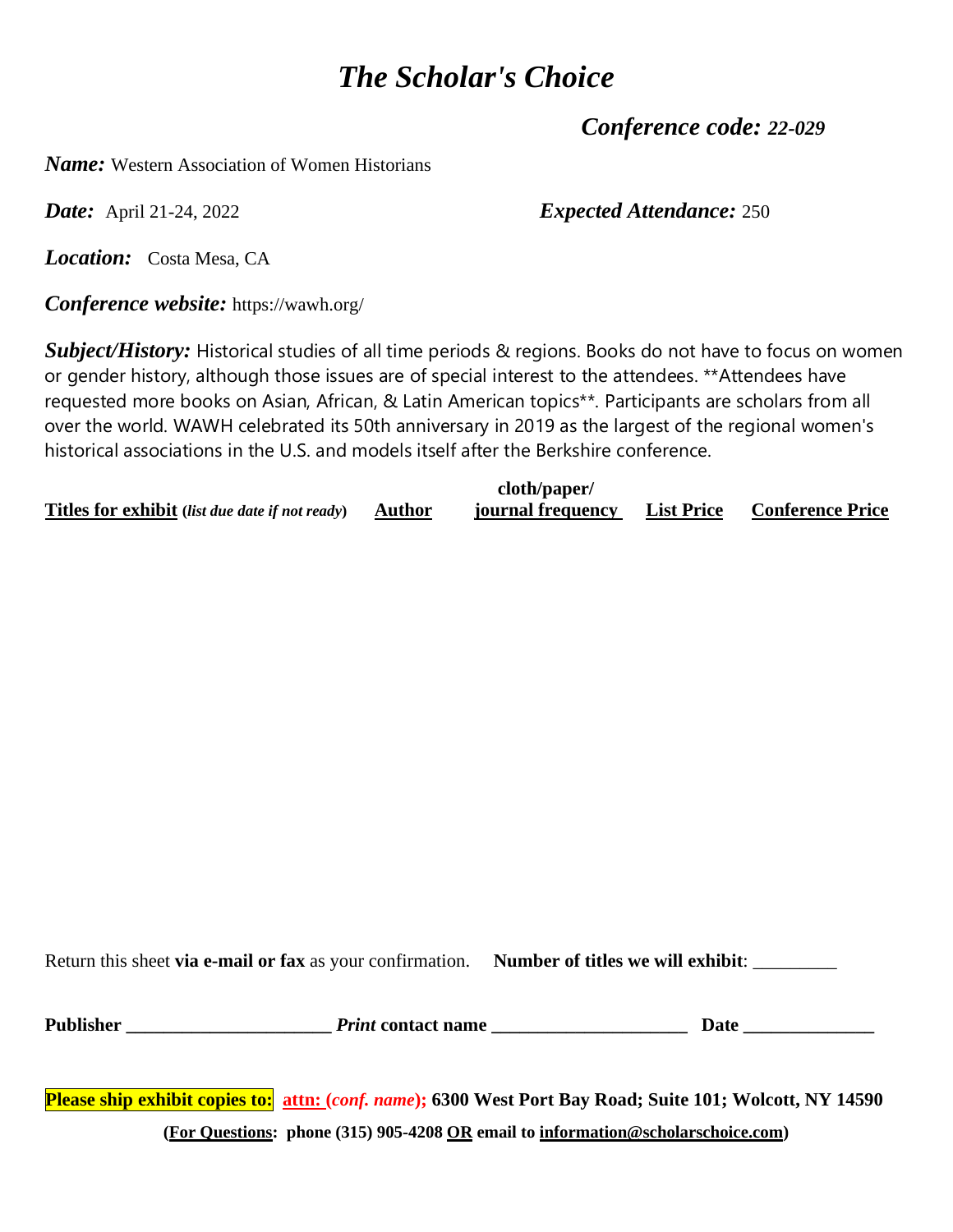# *The Scholar's Choice*

***Conference code:* *22-029***

***Name:*** Western Association of Women Historians

***Date:*** April 21-24, 2022

***Expected Attendance:*** 250

***Location:*** Costa Mesa, CA

***Conference website:*** https://wawh.org/

***Subject/History:*** Historical studies of all time periods & regions. Books do not have to focus on women or gender history, although those issues are of special interest to the attendees. **Attendees have requested more books on Asian, African, & Latin American topics**. Participants are scholars from all over the world. WAWH celebrated its 50th anniversary in 2019 as the largest of the regional women's historical associations in the U.S. and models itself after the Berkshire conference.

| **Titles for exhibit** (*list due date if not ready*) | **Author** | **cloth/paper/ journal frequency** | **List Price** | **Conference Price** |
|---|---|---|---|---|
| | | | | |

Return this sheet **via e-mail or fax** as your confirmation. **Number of titles we will exhibit**: _________

**Publisher** ______________________ ***Print* contact name** ____________________ **Date** ______________

**Please ship exhibit copies to:** **attn: (*conf. name*);** **6300 West Port Bay Road; Suite 101; Wolcott, NY 14590**

**(For Questions: phone (315) 905-4208 OR email to information@scholarschoice.com)**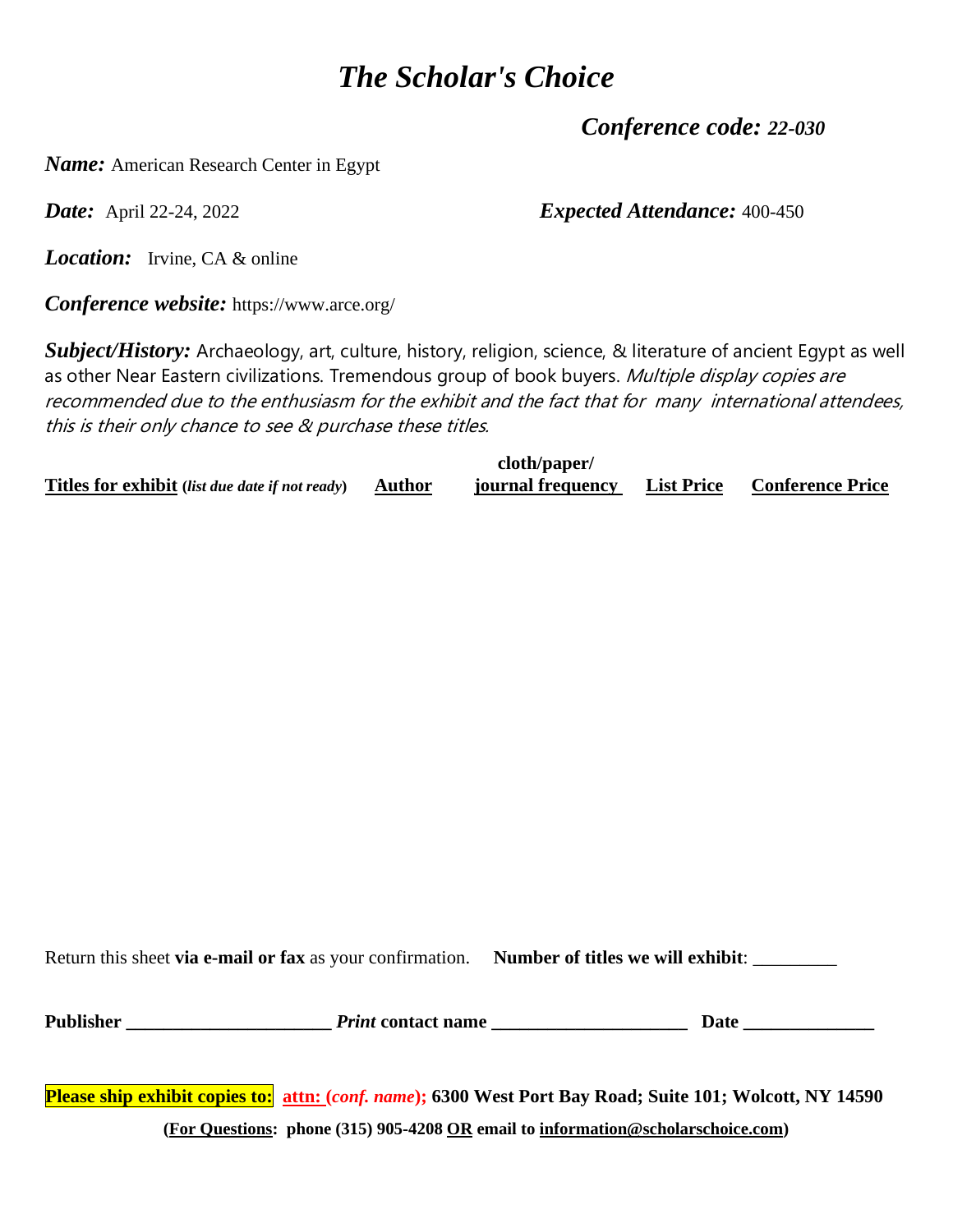# *The Scholar's Choice*

***Conference code: 22-030***

***Name:*** American Research Center in Egypt

***Date:*** April 22-24, 2022

***Expected Attendance:*** 400-450

***Location:*** Irvine, CA & online

***Conference website:*** https://www.arce.org/

***Subject/History:*** Archaeology, art, culture, history, religion, science, & literature of ancient Egypt as well as other Near Eastern civilizations. Tremendous group of book buyers. *Multiple display copies are recommended due to the enthusiasm for the exhibit and the fact that for many international attendees, this is their only chance to see & purchase these titles.*

| **Titles for exhibit** (*list due date if not ready*) | **Author** | **cloth/paper/ journal frequency** | **List Price** | **Conference Price** |
|---|---|---|---|---|
| | | | | |

Return this sheet **via e-mail or fax** as your confirmation. **Number of titles we will exhibit**: _________

**Publisher** ______________________ ***Print* contact name** _____________________ **Date** ______________

**Please ship exhibit copies to:** **attn: (*conf. name*); 6300 West Port Bay Road; Suite 101; Wolcott, NY 14590**

**(For Questions: phone (315) 905-4208 OR email to information@scholarschoice.com)**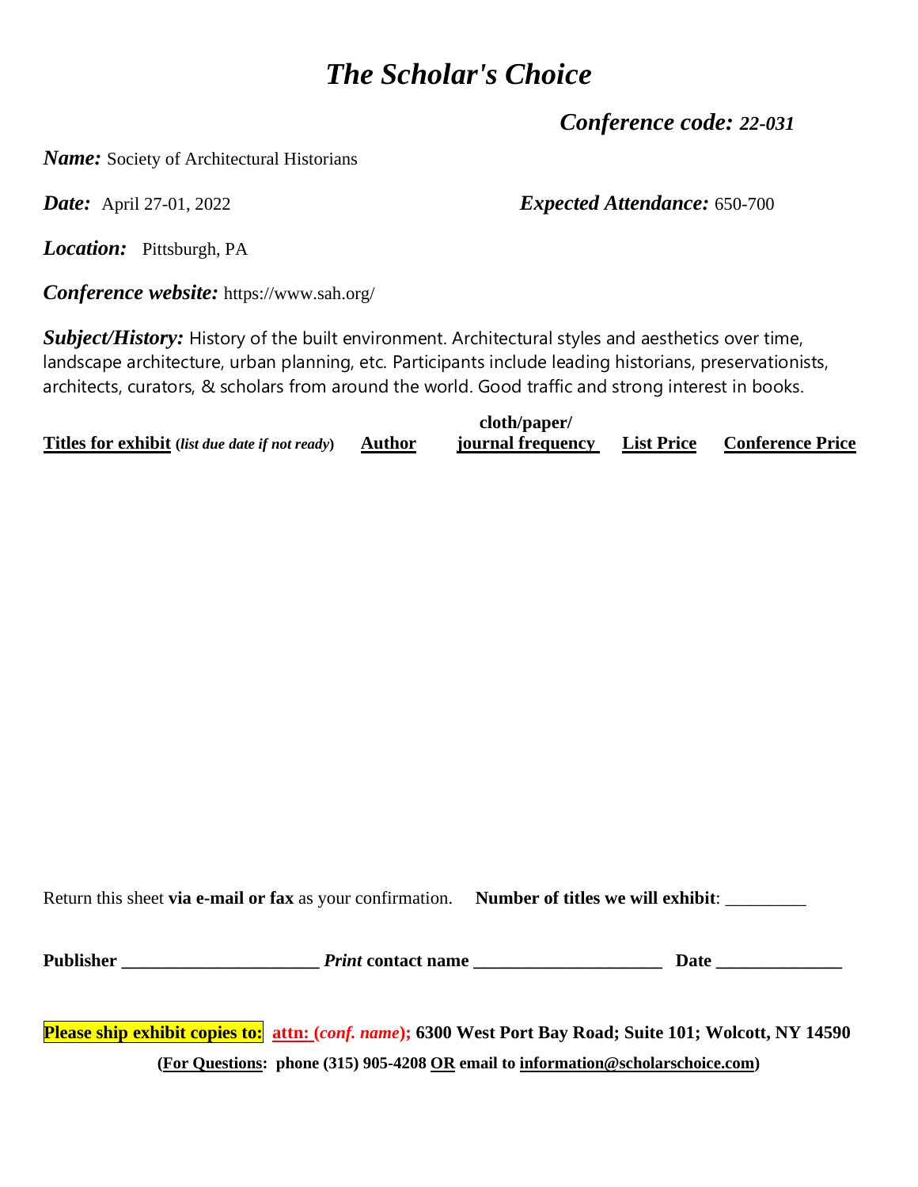# *The Scholar's Choice*

***Conference code: 22-031***

***Name:*** Society of Architectural Historians

***Date:*** April 27-01, 2022

***Expected Attendance:*** 650-700

***Location:*** Pittsburgh, PA

***Conference website:*** https://www.sah.org/

***Subject/History:*** History of the built environment. Architectural styles and aesthetics over time, landscape architecture, urban planning, etc. Participants include leading historians, preservationists, architects, curators, & scholars from around the world. Good traffic and strong interest in books.

| **Titles for exhibit** (*list due date if not ready*) | **Author** | **cloth/paper/ journal frequency** | **List Price** | **Conference Price** |
|---|---|---|---|---|

Return this sheet **via e-mail or fax** as your confirmation. **Number of titles we will exhibit**: _________

**Publisher** ______________________ ***Print* contact name** _____________________ **Date** ______________

**Please ship exhibit copies to:** **attn: (*conf. name*);** **6300 West Port Bay Road; Suite 101; Wolcott, NY 14590**

**(For Questions: phone (315) 905-4208 OR email to information@scholarschoice.com)**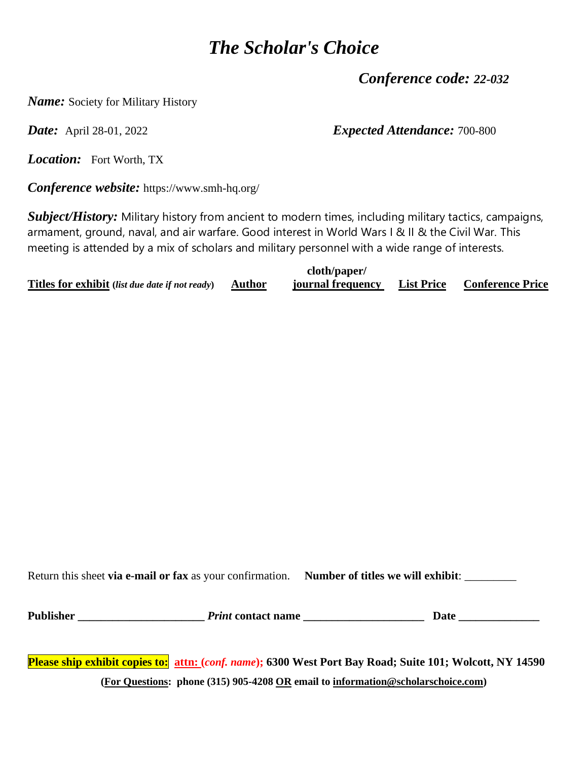# *The Scholar's Choice*

***Conference code: 22-032***

***Name:*** Society for Military History

***Date:*** April 28-01, 2022

***Expected Attendance:*** 700-800

***Location:*** Fort Worth, TX

***Conference website:*** https://www.smh-hq.org/

***Subject/History:*** Military history from ancient to modern times, including military tactics, campaigns, armament, ground, naval, and air warfare. Good interest in World Wars I & II & the Civil War. This meeting is attended by a mix of scholars and military personnel with a wide range of interests.

| **Titles for exhibit** (*list due date if not ready*) | **Author** | **cloth/paper/ journal frequency** | **List Price** | **Conference Price** |
|---|---|---|---|---|
| | | | | |

Return this sheet **via e-mail or fax** as your confirmation. **Number of titles we will exhibit**: _________

**Publisher** ______________________ ***Print* contact name** _____________________ **Date** ______________

**Please ship exhibit copies to:** **attn: (*conf. name*); 6300 West Port Bay Road; Suite 101; Wolcott, NY 14590**

**(For Questions: phone (315) 905-4208 OR email to information@scholarschoice.com)**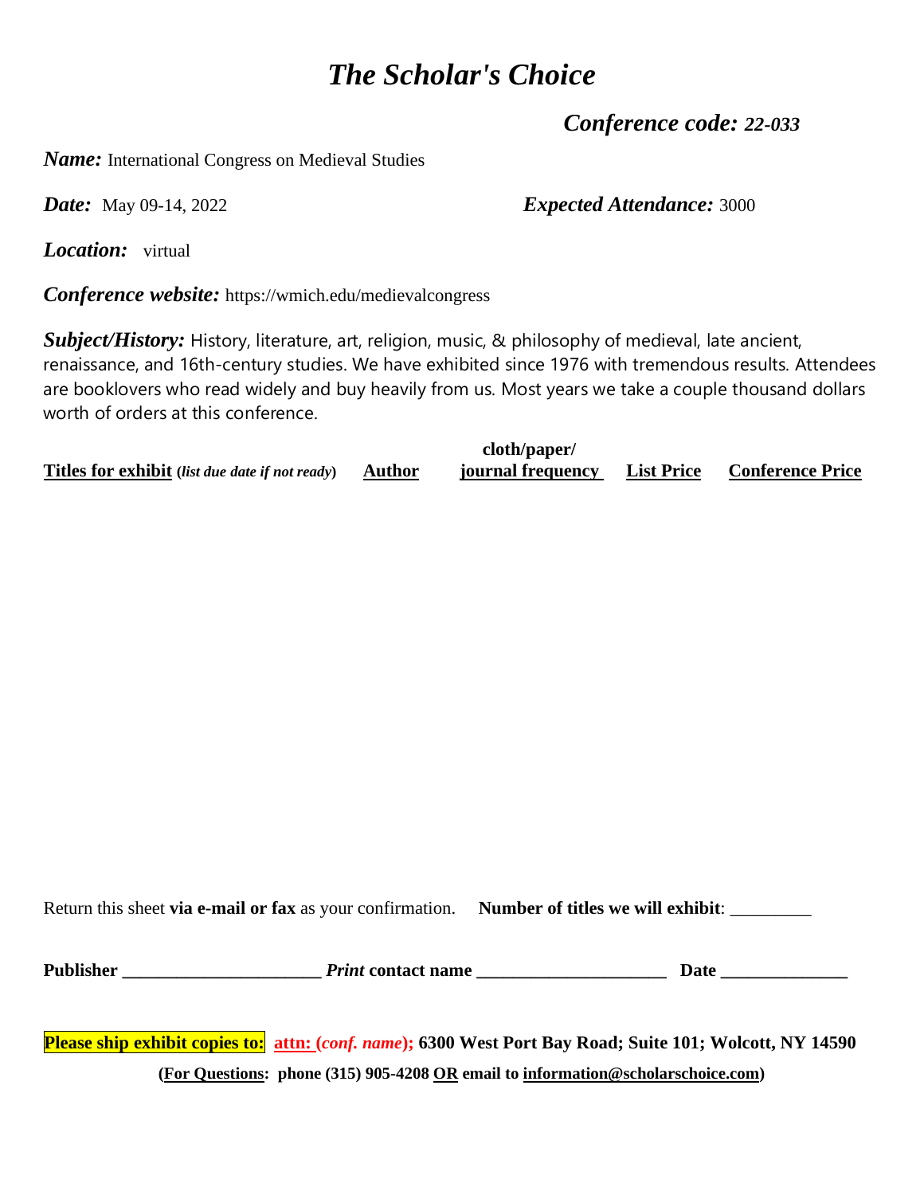# *The Scholar's Choice*

***Conference code:*** ***22-033***

***Name:*** International Congress on Medieval Studies

***Date:*** May 09-14, 2022

***Expected Attendance:*** 3000

***Location:*** virtual

***Conference website:*** https://wmich.edu/medievalcongress

***Subject/History:*** History, literature, art, religion, music, & philosophy of medieval, late ancient, renaissance, and 16th-century studies. We have exhibited since 1976 with tremendous results. Attendees are booklovers who read widely and buy heavily from us. Most years we take a couple thousand dollars worth of orders at this conference.

| **Titles for exhibit** (*list due date if not ready*) | **Author** | **cloth/paper/ journal frequency** | **List Price** | **Conference Price** |
|---|---|---|---|---|
| | | | | |

Return this sheet **via e-mail or fax** as your confirmation. **Number of titles we will exhibit**: _________

**Publisher** ______________________ ***Print*** **contact name** _____________________ **Date** ______________

**Please ship exhibit copies to:** **attn: (*conf. name*);** **6300 West Port Bay Road; Suite 101; Wolcott, NY 14590**

**(For Questions: phone (315) 905-4208 OR email to information@scholarschoice.com)**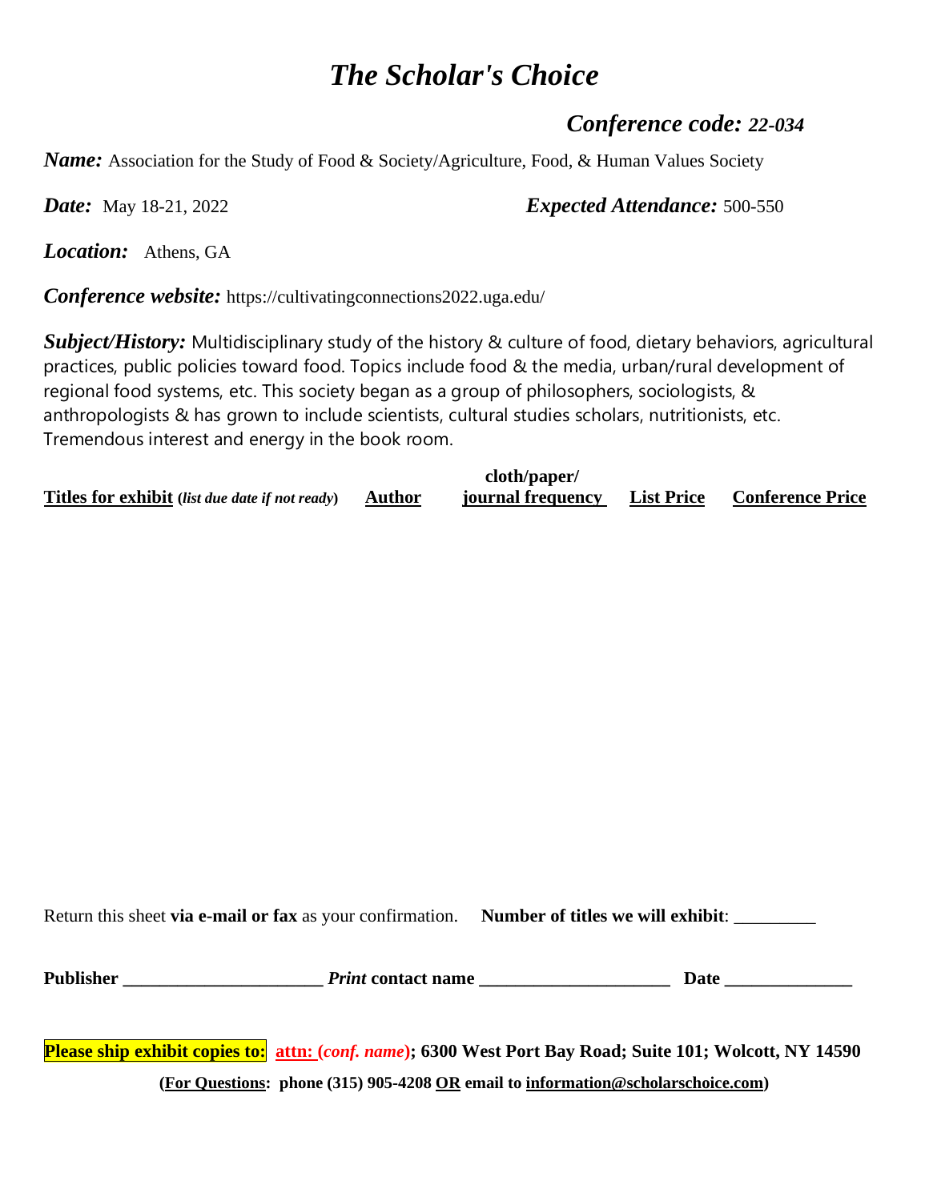# *The Scholar's Choice*

***Conference code:*** ***22-034***

***Name:*** Association for the Study of Food & Society/Agriculture, Food, & Human Values Society

***Date:*** May 18-21, 2022 ***Expected Attendance:*** 500-550

***Location:*** Athens, GA

***Conference website:*** https://cultivatingconnections2022.uga.edu/

***Subject/History:*** Multidisciplinary study of the history & culture of food, dietary behaviors, agricultural practices, public policies toward food. Topics include food & the media, urban/rural development of regional food systems, etc. This society began as a group of philosophers, sociologists, & anthropologists & has grown to include scientists, cultural studies scholars, nutritionists, etc. Tremendous interest and energy in the book room.

| **Titles for exhibit** (*list due date if not ready*) | **Author** | **cloth/paper/ journal frequency** | **List Price** | **Conference Price** |
|---|---|---|---|---|
| | | | | |

Return this sheet **via e-mail or fax** as your confirmation. **Number of titles we will exhibit**: _________

**Publisher** ______________________ ***Print*** **contact name** _____________________ **Date** ______________

**Please ship exhibit copies to:** **attn: (*conf. name*); 6300 West Port Bay Road; Suite 101; Wolcott, NY 14590**

**(For Questions: phone (315) 905-4208 OR email to information@scholarschoice.com)**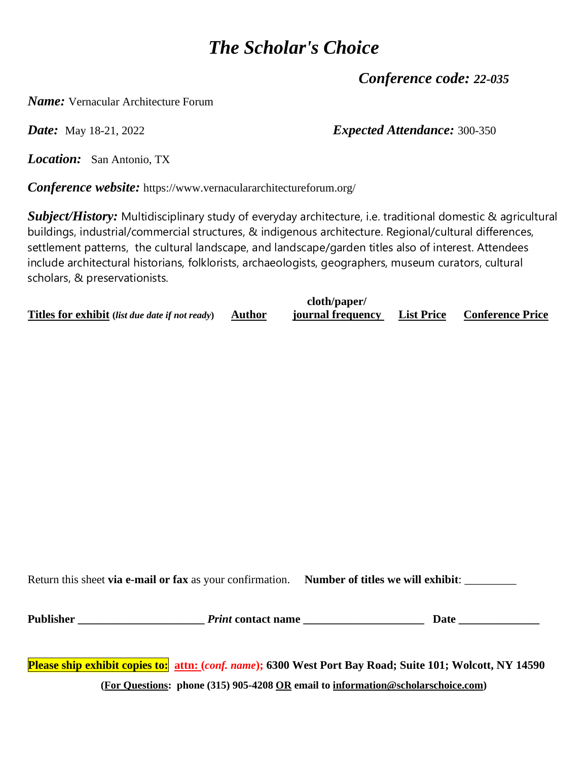# *The Scholar's Choice*

***Conference code: 22-035***

***Name:*** Vernacular Architecture Forum

***Date:*** May 18-21, 2022

***Expected Attendance:*** 300-350

***Location:*** San Antonio, TX

***Conference website:*** https://www.vernaculararchitectureforum.org/

***Subject/History:*** Multidisciplinary study of everyday architecture, i.e. traditional domestic & agricultural buildings, industrial/commercial structures, & indigenous architecture. Regional/cultural differences, settlement patterns, the cultural landscape, and landscape/garden titles also of interest. Attendees include architectural historians, folklorists, archaeologists, geographers, museum curators, cultural scholars, & preservationists.

| **Titles for exhibit** (*list due date if not ready*) | **Author** | **cloth/paper/ journal frequency** | **List Price** | **Conference Price** |
|---|---|---|---|---|
| | | | | |

Return this sheet **via e-mail or fax** as your confirmation. **Number of titles we will exhibit**: _________

**Publisher** ______________________ ***Print* contact name** _____________________ **Date** ______________

**Please ship exhibit copies to:** **attn: (*conf. name*);** **6300 West Port Bay Road; Suite 101; Wolcott, NY 14590**

**(For Questions: phone (315) 905-4208 OR email to information@scholarschoice.com)**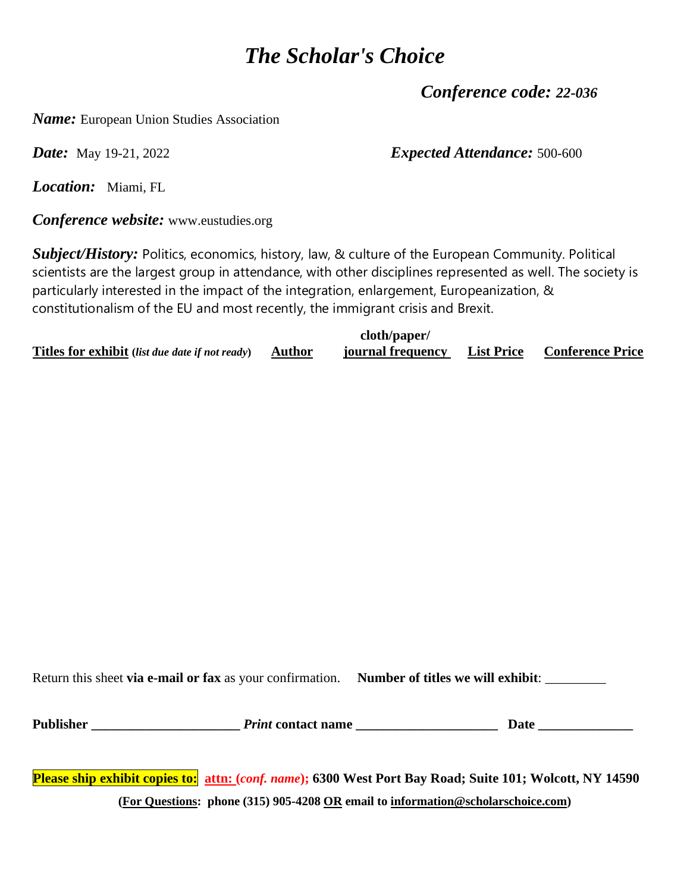# *The Scholar's Choice*

***Conference code: 22-036***

***Name:*** European Union Studies Association

***Date:*** May 19-21, 2022 ***Expected Attendance:*** 500-600

***Location:*** Miami, FL

***Conference website:*** www.eustudies.org

***Subject/History:*** Politics, economics, history, law, & culture of the European Community. Political scientists are the largest group in attendance, with other disciplines represented as well. The society is particularly interested in the impact of the integration, enlargement, Europeanization, & constitutionalism of the EU and most recently, the immigrant crisis and Brexit.

| **Titles for exhibit** (*list due date if not ready*) | **Author** | **cloth/paper/ journal frequency** | **List Price** | **Conference Price** |
|---|---|---|---|---|

Return this sheet **via e-mail or fax** as your confirmation. **Number of titles we will exhibit**: _________

**Publisher** ______________________ ***Print* contact name** _____________________ **Date** ______________

**Please ship exhibit copies to:** **attn: (*conf. name*);** **6300 West Port Bay Road; Suite 101; Wolcott, NY 14590**

**(For Questions: phone (315) 905-4208 OR email to information@scholarschoice.com)**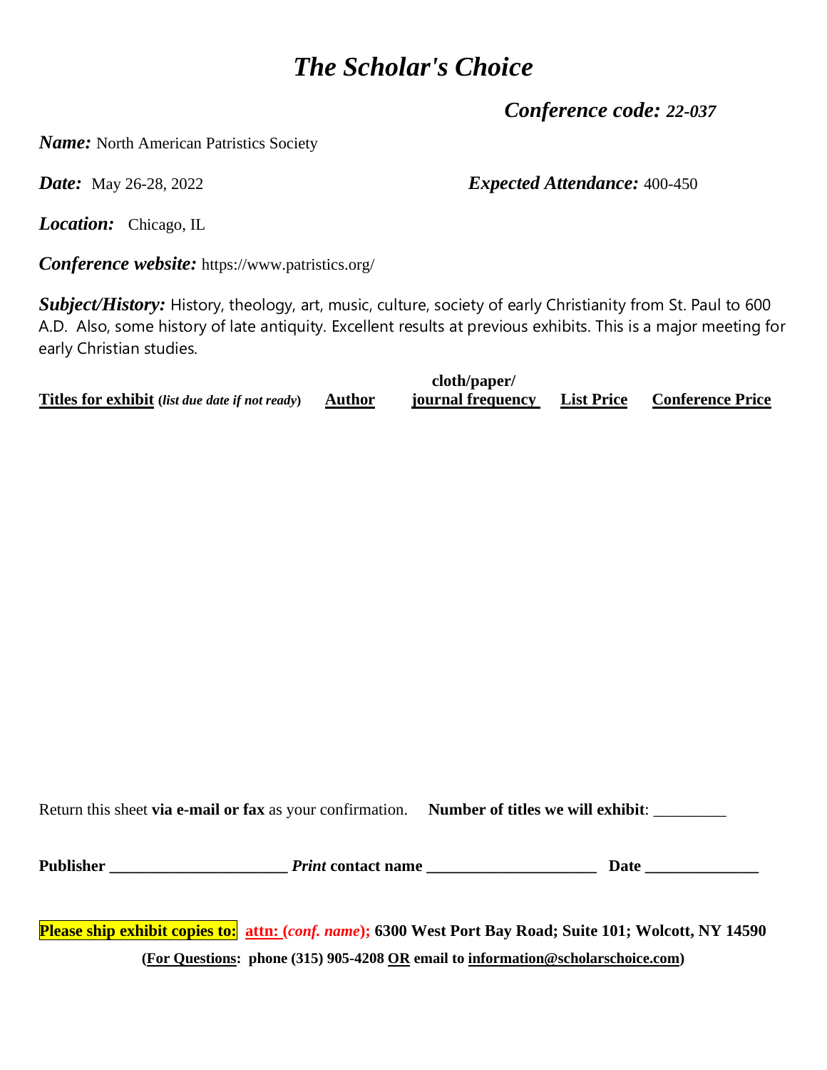# *The Scholar's Choice*

***Conference code:*** ***22-037***

***Name:*** North American Patristics Society

***Date:*** May 26-28, 2022

***Expected Attendance:*** 400-450

***Location:*** Chicago, IL

***Conference website:*** https://www.patristics.org/

***Subject/History:*** History, theology, art, music, culture, society of early Christianity from St. Paul to 600 A.D. Also, some history of late antiquity. Excellent results at previous exhibits. This is a major meeting for early Christian studies.

| **Titles for exhibit** (*list due date if not ready*) | **Author** | **cloth/paper/ journal frequency** | **List Price** | **Conference Price** |
|---|---|---|---|---|

Return this sheet **via e-mail or fax** as your confirmation. **Number of titles we will exhibit**: _________

**Publisher** ______________________ ***Print*** **contact name** _____________________ **Date** ______________

**Please ship exhibit copies to:** **attn: (*conf. name*);** **6300 West Port Bay Road; Suite 101; Wolcott, NY 14590**

**(For Questions: phone (315) 905-4208 OR email to information@scholarschoice.com)**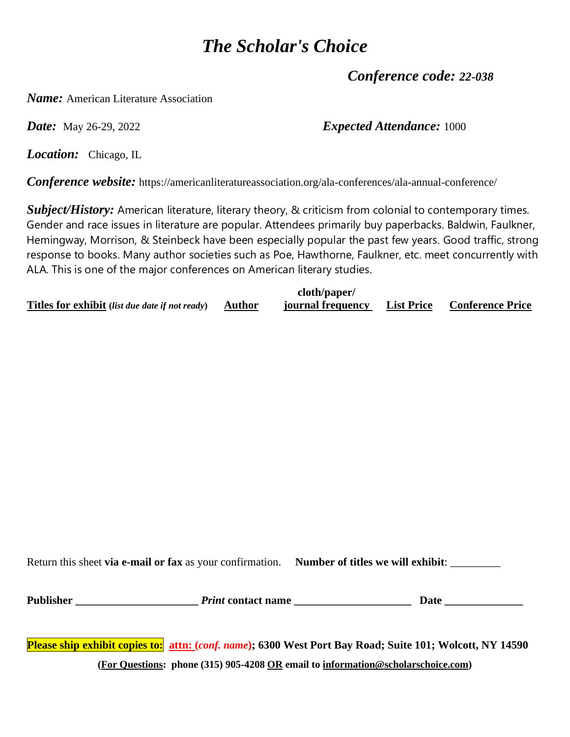# *The Scholar's Choice*

***Conference code:*** ***22-038***

***Name:*** American Literature Association

***Date:*** May 26-29, 2022

***Expected Attendance:*** 1000

***Location:*** Chicago, IL

***Conference website:*** https://americanliteratureassociation.org/ala-conferences/ala-annual-conference/

***Subject/History:*** American literature, literary theory, & criticism from colonial to contemporary times. Gender and race issues in literature are popular. Attendees primarily buy paperbacks. Baldwin, Faulkner, Hemingway, Morrison, & Steinbeck have been especially popular the past few years. Good traffic, strong response to books. Many author societies such as Poe, Hawthorne, Faulkner, etc. meet concurrently with ALA. This is one of the major conferences on American literary studies.

| **Titles for exhibit** (*list due date if not ready*) | **Author** | **cloth/paper/ journal frequency** | **List Price** | **Conference Price** |
|---|---|---|---|---|

Return this sheet **via e-mail or fax** as your confirmation. **Number of titles we will exhibit**: _________

**Publisher** ______________________ ***Print*** **contact name** _____________________ **Date** ______________

**Please ship exhibit copies to:** **attn: (*conf. name*); 6300 West Port Bay Road; Suite 101; Wolcott, NY 14590**

**(For Questions: phone (315) 905-4208 OR email to information@scholarschoice.com)**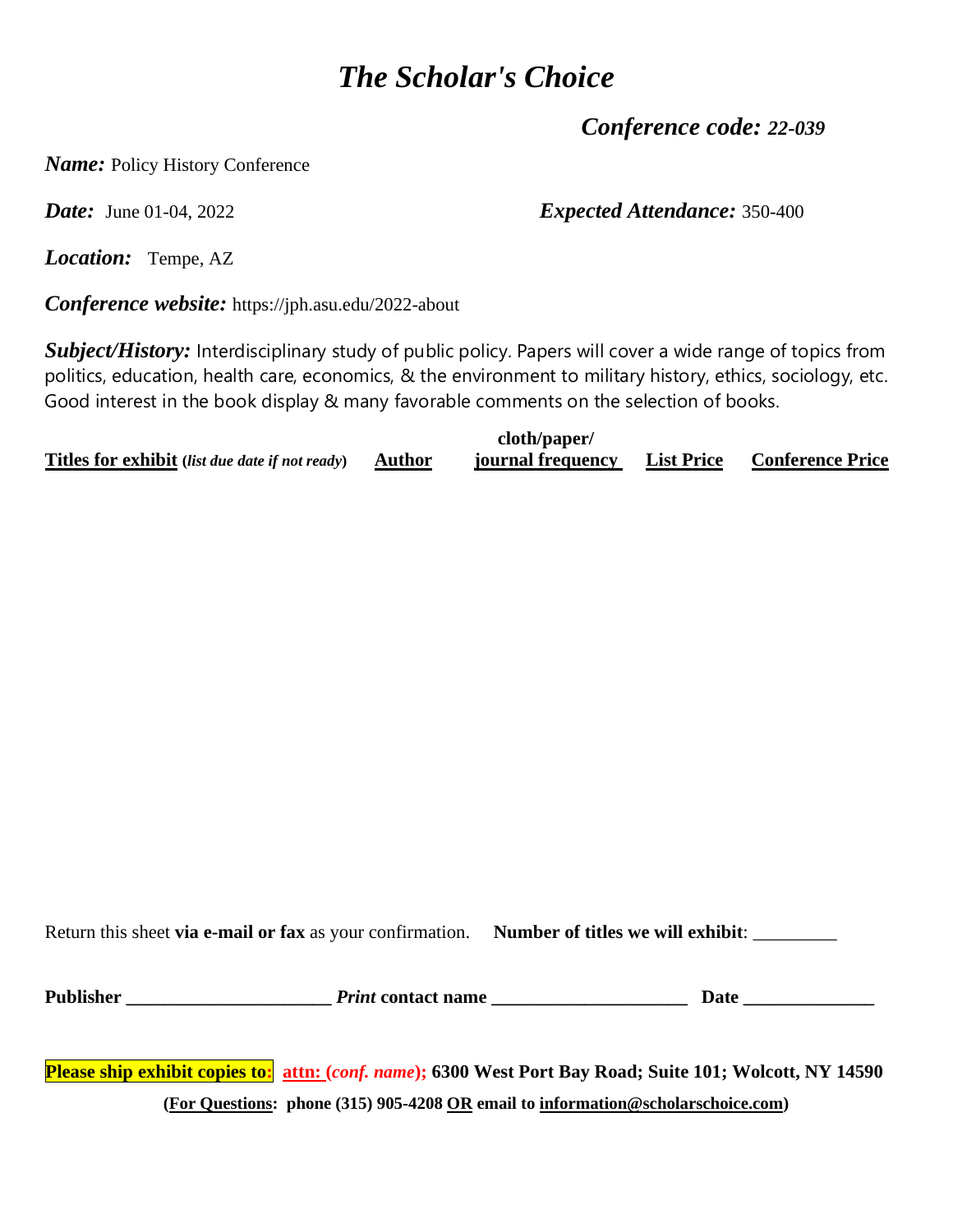# *The Scholar's Choice*

***Conference code: 22-039***

***Name:*** Policy History Conference

***Date:*** June 01-04, 2022

***Expected Attendance:*** 350-400

***Location:*** Tempe, AZ

***Conference website:*** https://jph.asu.edu/2022-about

***Subject/History:*** Interdisciplinary study of public policy. Papers will cover a wide range of topics from politics, education, health care, economics, & the environment to military history, ethics, sociology, etc. Good interest in the book display & many favorable comments on the selection of books.

| **Titles for exhibit** (*list due date if not ready*) | **Author** | **cloth/paper/ journal frequency** | **List Price** | **Conference Price** |
|---|---|---|---|---|
| | | | | |

Return this sheet **via e-mail or fax** as your confirmation. **Number of titles we will exhibit**: _________

**Publisher** ______________________ ***Print* contact name** _____________________ **Date** ______________

**Please ship exhibit copies to:** **attn: (*conf. name*);** **6300 West Port Bay Road; Suite 101; Wolcott, NY 14590**

**(For Questions: phone (315) 905-4208 OR email to information@scholarschoice.com)**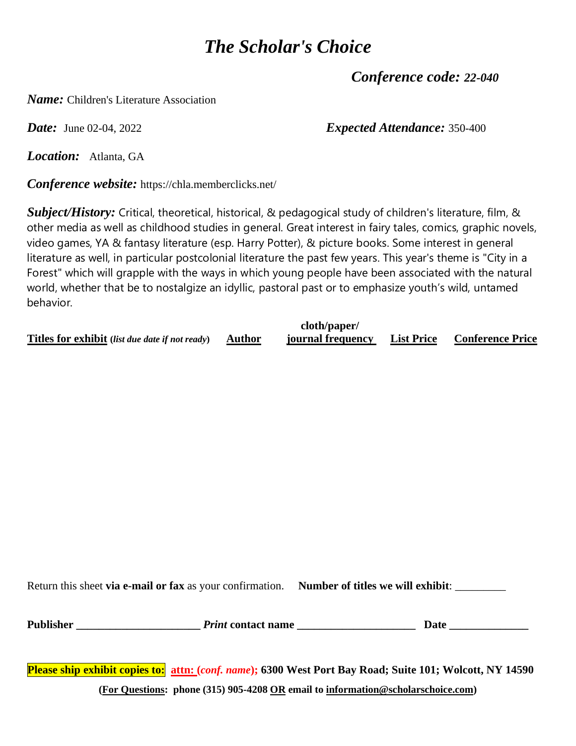# *The Scholar's Choice*

***Conference code:*** ***22-040***

***Name:*** Children's Literature Association

***Date:*** June 02-04, 2022 ***Expected Attendance:*** 350-400

***Location:*** Atlanta, GA

***Conference website:*** https://chla.memberclicks.net/

***Subject/History:*** Critical, theoretical, historical, & pedagogical study of children's literature, film, & other media as well as childhood studies in general. Great interest in fairy tales, comics, graphic novels, video games, YA & fantasy literature (esp. Harry Potter), & picture books. Some interest in general literature as well, in particular postcolonial literature the past few years. This year's theme is "City in a Forest" which will grapple with the ways in which young people have been associated with the natural world, whether that be to nostalgize an idyllic, pastoral past or to emphasize youth's wild, untamed behavior.

| **Titles for exhibit** (*list due date if not ready*) | **Author** | **cloth/paper/ journal frequency** | **List Price** | **Conference Price** |
|---|---|---|---|---|

Return this sheet **via e-mail or fax** as your confirmation. **Number of titles we will exhibit**: _________

**Publisher** ______________________ ***Print*** **contact name** _____________________ **Date** ______________

**Please ship exhibit copies to:** **attn: (*conf. name*);** **6300 West Port Bay Road; Suite 101; Wolcott, NY 14590**

**(For Questions: phone (315) 905-4208 OR email to information@scholarschoice.com)**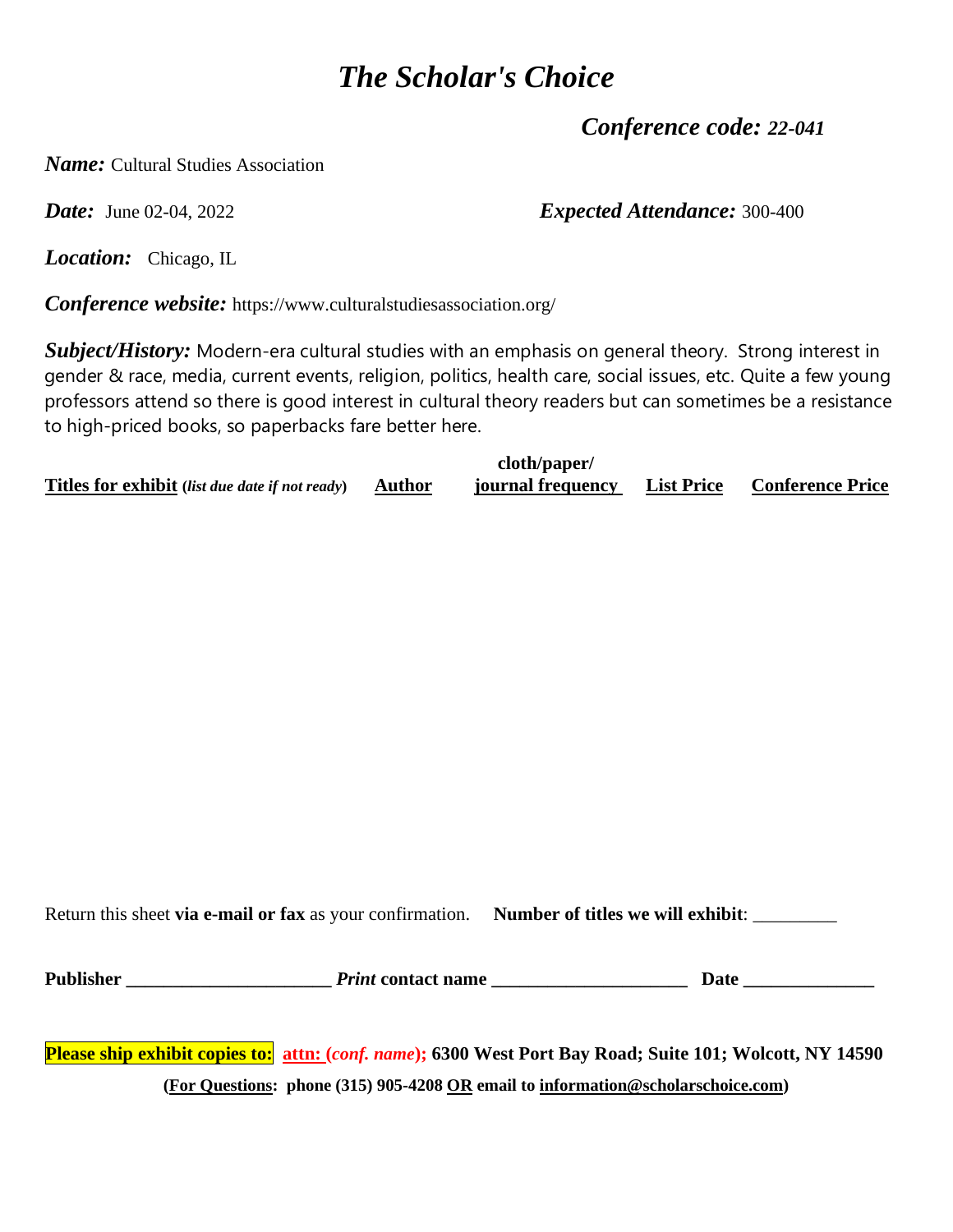# *The Scholar's Choice*

***Conference code:*** ***22-041***

***Name:*** Cultural Studies Association

***Date:*** June 02-04, 2022 ***Expected Attendance:*** 300-400

***Location:*** Chicago, IL

***Conference website:*** https://www.culturalstudiesassociation.org/

***Subject/History:*** Modern-era cultural studies with an emphasis on general theory. Strong interest in gender & race, media, current events, religion, politics, health care, social issues, etc. Quite a few young professors attend so there is good interest in cultural theory readers but can sometimes be a resistance to high-priced books, so paperbacks fare better here.

| **Titles for exhibit** (*list due date if not ready*) | **Author** | **cloth/paper/ journal frequency** | **List Price** | **Conference Price** |
|---|---|---|---|---|

Return this sheet **via e-mail or fax** as your confirmation. **Number of titles we will exhibit**: _________

**Publisher** ______________________ ***Print* contact name** _____________________ **Date** ______________

**Please ship exhibit copies to:** **attn: (*conf. name*);** **6300 West Port Bay Road; Suite 101; Wolcott, NY 14590**

**(For Questions: phone (315) 905-4208 OR email to information@scholarschoice.com)**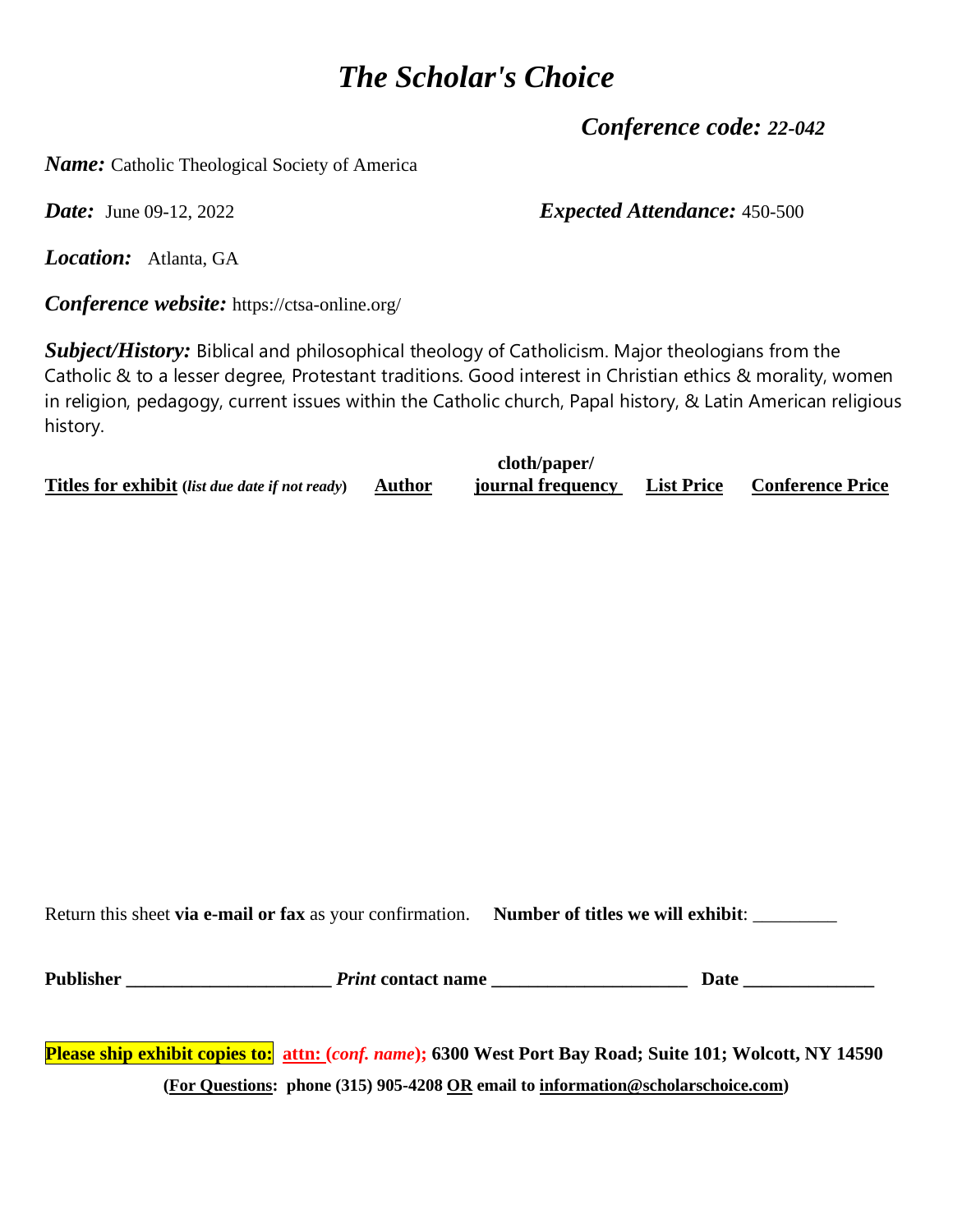# *The Scholar's Choice*

***Conference code:*** ***22-042***

***Name:*** Catholic Theological Society of America

***Date:*** June 09-12, 2022

***Expected Attendance:*** 450-500

***Location:*** Atlanta, GA

***Conference website:*** https://ctsa-online.org/

***Subject/History:*** Biblical and philosophical theology of Catholicism. Major theologians from the Catholic & to a lesser degree, Protestant traditions. Good interest in Christian ethics & morality, women in religion, pedagogy, current issues within the Catholic church, Papal history, & Latin American religious history.

| **Titles for exhibit** (*list due date if not ready*) | **Author** | **cloth/paper/ journal frequency** | **List Price** | **Conference Price** |
|---|---|---|---|---|

Return this sheet **via e-mail or fax** as your confirmation. **Number of titles we will exhibit**: _________

**Publisher** ______________________ ***Print*** **contact name** _____________________ **Date** ______________

**Please ship exhibit copies to:** **attn: (*conf. name*);** **6300 West Port Bay Road; Suite 101; Wolcott, NY 14590**

**(For Questions: phone (315) 905-4208 OR email to information@scholarschoice.com)**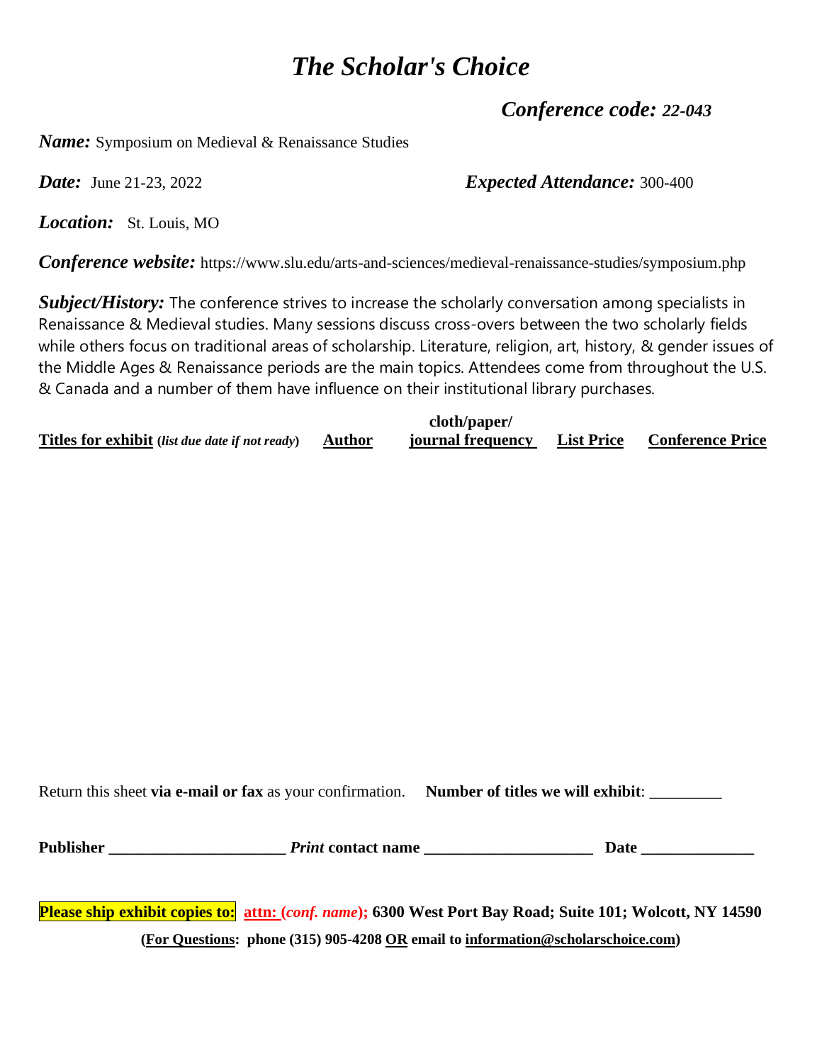# *The Scholar's Choice*

***Conference code: 22-043***

***Name:*** Symposium on Medieval & Renaissance Studies

***Date:*** June 21-23, 2022

***Expected Attendance:*** 300-400

***Location:*** St. Louis, MO

***Conference website:*** https://www.slu.edu/arts-and-sciences/medieval-renaissance-studies/symposium.php

***Subject/History:*** The conference strives to increase the scholarly conversation among specialists in Renaissance & Medieval studies. Many sessions discuss cross-overs between the two scholarly fields while others focus on traditional areas of scholarship. Literature, religion, art, history, & gender issues of the Middle Ages & Renaissance periods are the main topics. Attendees come from throughout the U.S. & Canada and a number of them have influence on their institutional library purchases.

| **Titles for exhibit** (*list due date if not ready*) | **Author** | **cloth/paper/ journal frequency** | **List Price** | **Conference Price** |
|---|---|---|---|---|
| | | | | |

Return this sheet **via e-mail or fax** as your confirmation. **Number of titles we will exhibit**: _________

**Publisher** ______________________ ***Print* contact name** _____________________ **Date** ______________

**Please ship exhibit copies to:** **attn: (*conf. name*);** **6300 West Port Bay Road; Suite 101; Wolcott, NY 14590**

**(For Questions: phone (315) 905-4208 OR email to information@scholarschoice.com)**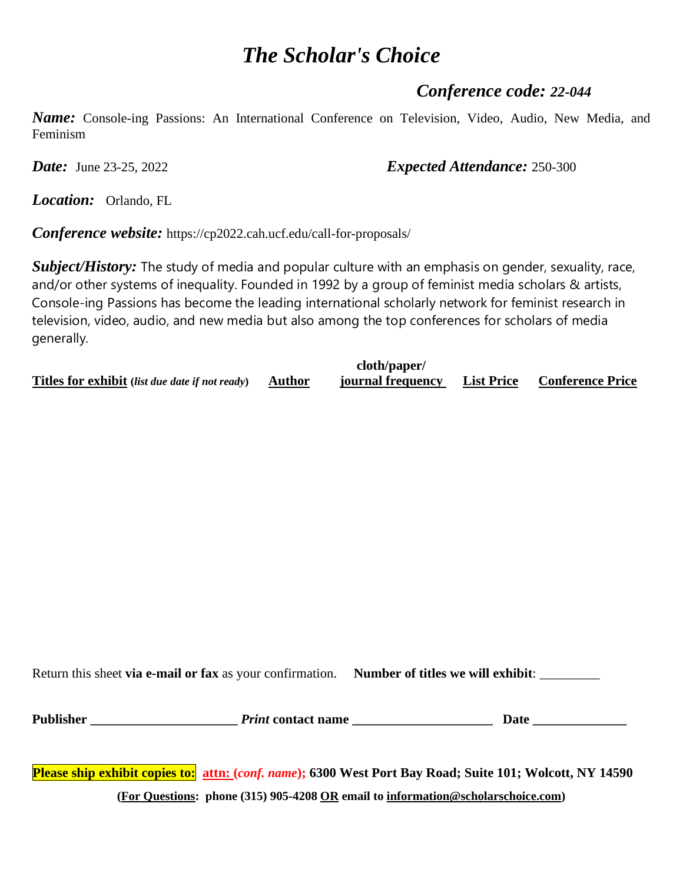# *The Scholar's Choice*

## *Conference code: 22-044*

***Name:*** Console-ing Passions: An International Conference on Television, Video, Audio, New Media, and Feminism

***Date:*** June 23-25, 2022 ***Expected Attendance:*** 250-300

***Location:*** Orlando, FL

***Conference website:*** https://cp2022.cah.ucf.edu/call-for-proposals/

***Subject/History:*** The study of media and popular culture with an emphasis on gender, sexuality, race, and/or other systems of inequality. Founded in 1992 by a group of feminist media scholars & artists, Console-ing Passions has become the leading international scholarly network for feminist research in television, video, audio, and new media but also among the top conferences for scholars of media generally.

| **Titles for exhibit** (*list due date if not ready*) | **Author** | **cloth/paper/ journal frequency** | **List Price** | **Conference Price** |
|---|---|---|---|---|
| | | | | |

Return this sheet **via e-mail or fax** as your confirmation. **Number of titles we will exhibit**: _________

**Publisher** ______________________ ***Print* contact name** _____________________ **Date** ______________

**Please ship exhibit copies to:** **attn: (*conf. name*);** **6300 West Port Bay Road; Suite 101; Wolcott, NY 14590**

**(For Questions: phone (315) 905-4208 OR email to information@scholarschoice.com)**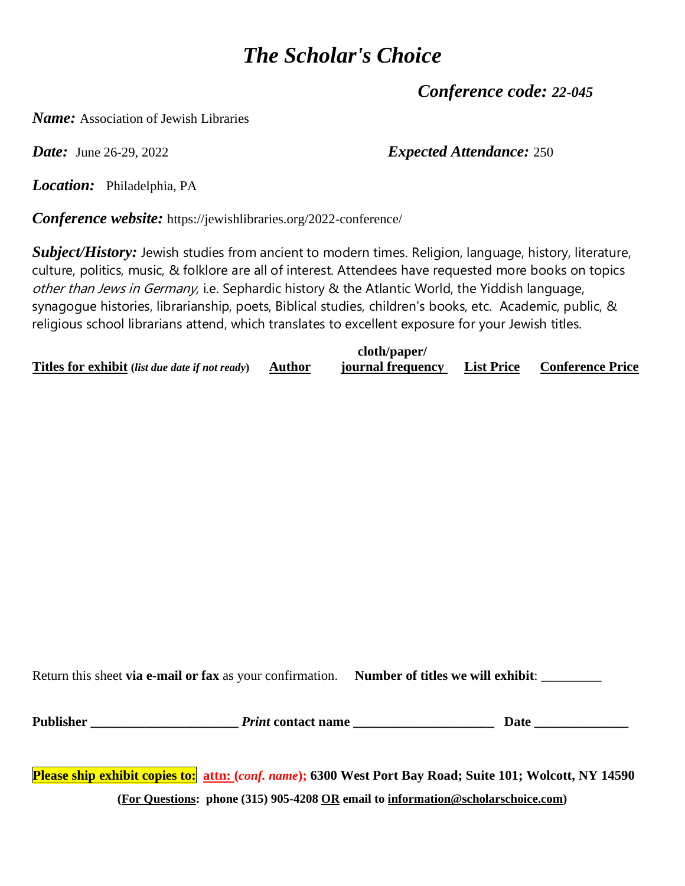# *The Scholar's Choice*

***Conference code:*** ***22-045***

***Name:*** Association of Jewish Libraries

***Date:*** June 26-29, 2022

***Expected Attendance:*** 250

***Location:*** Philadelphia, PA

***Conference website:*** https://jewishlibraries.org/2022-conference/

***Subject/History:*** Jewish studies from ancient to modern times. Religion, language, history, literature, culture, politics, music, & folklore are all of interest. Attendees have requested more books on topics *other than Jews in Germany*, i.e. Sephardic history & the Atlantic World, the Yiddish language, synagogue histories, librarianship, poets, Biblical studies, children's books, etc. Academic, public, & religious school librarians attend, which translates to excellent exposure for your Jewish titles.

| **Titles for exhibit** (*list due date if not ready*) | **Author** | **cloth/paper/ journal frequency** | **List Price** | **Conference Price** |
|---|---|---|---|---|

Return this sheet **via e-mail or fax** as your confirmation. **Number of titles we will exhibit**: _________

**Publisher** ______________________ ***Print*** **contact name** _____________________ **Date** ______________

**Please ship exhibit copies to:** **attn: (*conf. name*);** **6300 West Port Bay Road; Suite 101; Wolcott, NY 14590**

**(For Questions: phone (315) 905-4208 OR email to information@scholarschoice.com)**